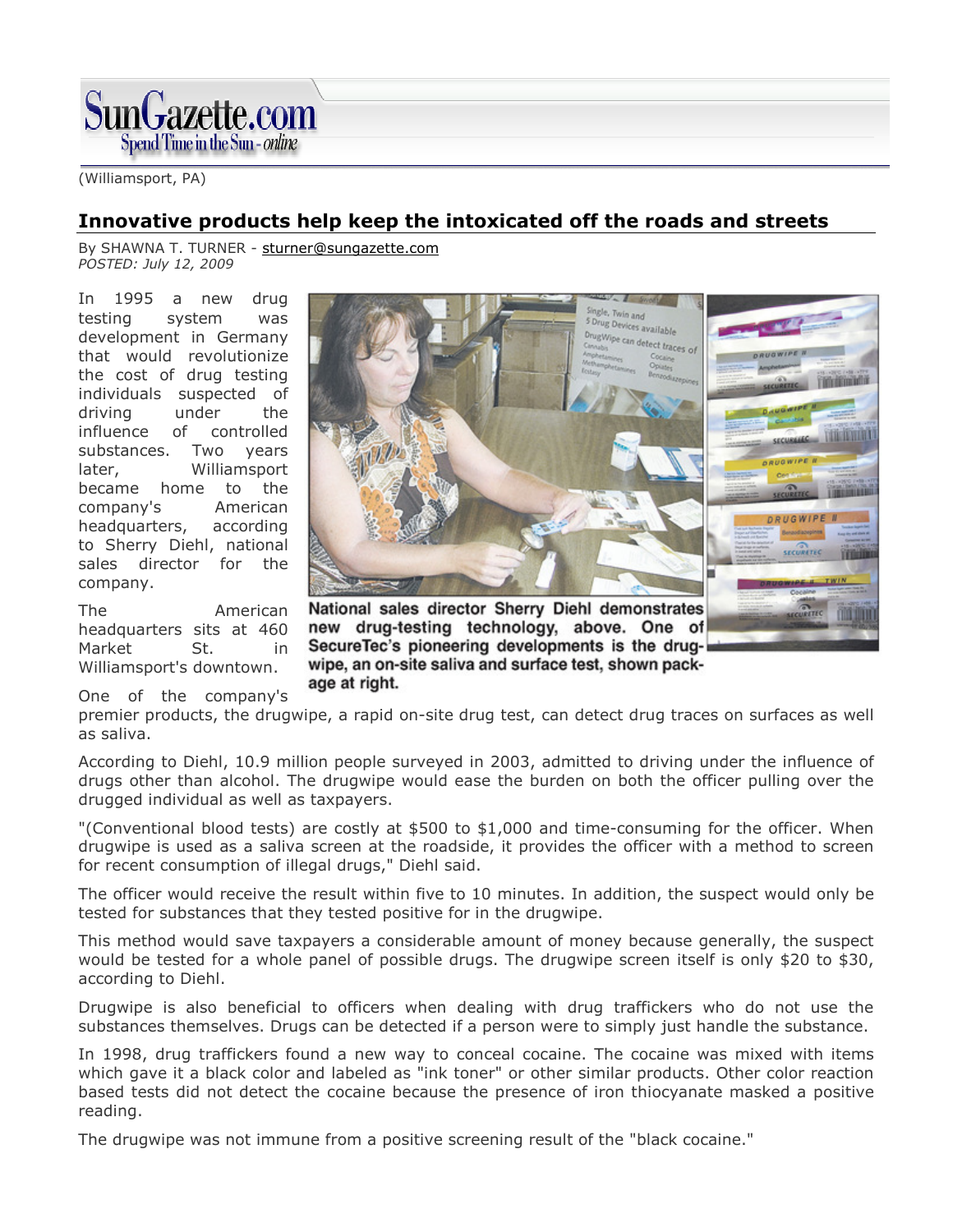SunGazette.com

Spend Time in the Sun - online

(Williamsport, PA)

## Innovative products help keep the intoxicated off the roads and streets

By SHAWNA T. TURNER - sturner@sungazette.com
*POSTED: July 12, 2009*

In 1995 a new drug testing system was development in Germany that would revolutionize the cost of drug testing individuals suspected of driving under the influence of controlled substances. Two years later, Williamsport became home to the company's American headquarters, according to Sherry Diehl, national sales director for the company.

The American headquarters sits at 460 Market St. in Williamsport's downtown.

**National sales director Sherry Diehl demonstrates new drug-testing technology, above. One of SecureTec's pioneering developments is the drugwipe, an on-site saliva and surface test, shown package at right.**

One of the company's premier products, the drugwipe, a rapid on-site drug test, can detect drug traces on surfaces as well as saliva.

According to Diehl, 10.9 million people surveyed in 2003, admitted to driving under the influence of drugs other than alcohol. The drugwipe would ease the burden on both the officer pulling over the drugged individual as well as taxpayers.

"(Conventional blood tests) are costly at $500 to $1,000 and time-consuming for the officer. When drugwipe is used as a saliva screen at the roadside, it provides the officer with a method to screen for recent consumption of illegal drugs," Diehl said.

The officer would receive the result within five to 10 minutes. In addition, the suspect would only be tested for substances that they tested positive for in the drugwipe.

This method would save taxpayers a considerable amount of money because generally, the suspect would be tested for a whole panel of possible drugs. The drugwipe screen itself is only $20 to $30, according to Diehl.

Drugwipe is also beneficial to officers when dealing with drug traffickers who do not use the substances themselves. Drugs can be detected if a person were to simply just handle the substance.

In 1998, drug traffickers found a new way to conceal cocaine. The cocaine was mixed with items which gave it a black color and labeled as "ink toner" or other similar products. Other color reaction based tests did not detect the cocaine because the presence of iron thiocyanate masked a positive reading.

The drugwipe was not immune from a positive screening result of the "black cocaine."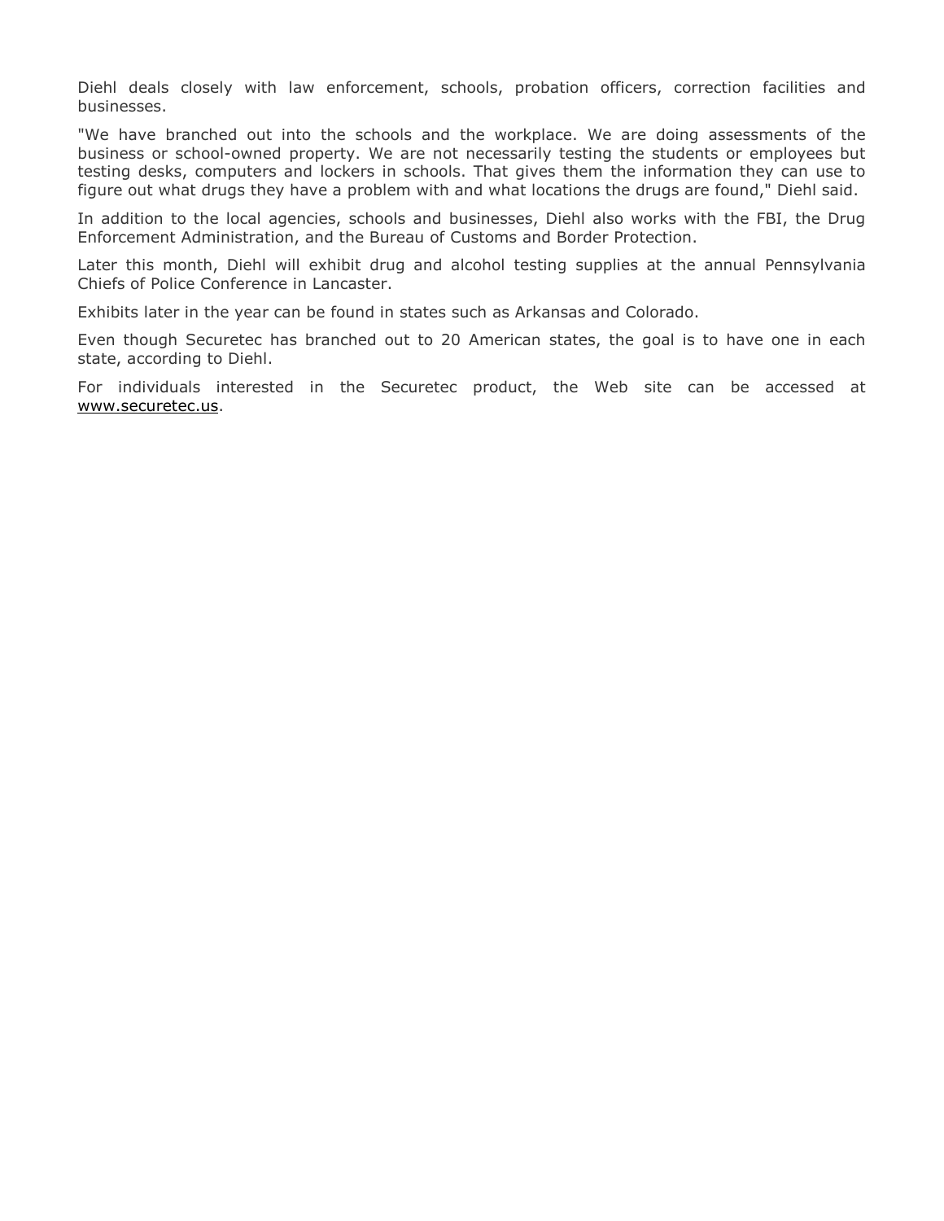Diehl deals closely with law enforcement, schools, probation officers, correction facilities and businesses.

"We have branched out into the schools and the workplace. We are doing assessments of the business or school-owned property. We are not necessarily testing the students or employees but testing desks, computers and lockers in schools. That gives them the information they can use to figure out what drugs they have a problem with and what locations the drugs are found," Diehl said.

In addition to the local agencies, schools and businesses, Diehl also works with the FBI, the Drug Enforcement Administration, and the Bureau of Customs and Border Protection.

Later this month, Diehl will exhibit drug and alcohol testing supplies at the annual Pennsylvania Chiefs of Police Conference in Lancaster.

Exhibits later in the year can be found in states such as Arkansas and Colorado.

Even though Securetec has branched out to 20 American states, the goal is to have one in each state, according to Diehl.

For individuals interested in the Securetec product, the Web site can be accessed at www.securetec.us.